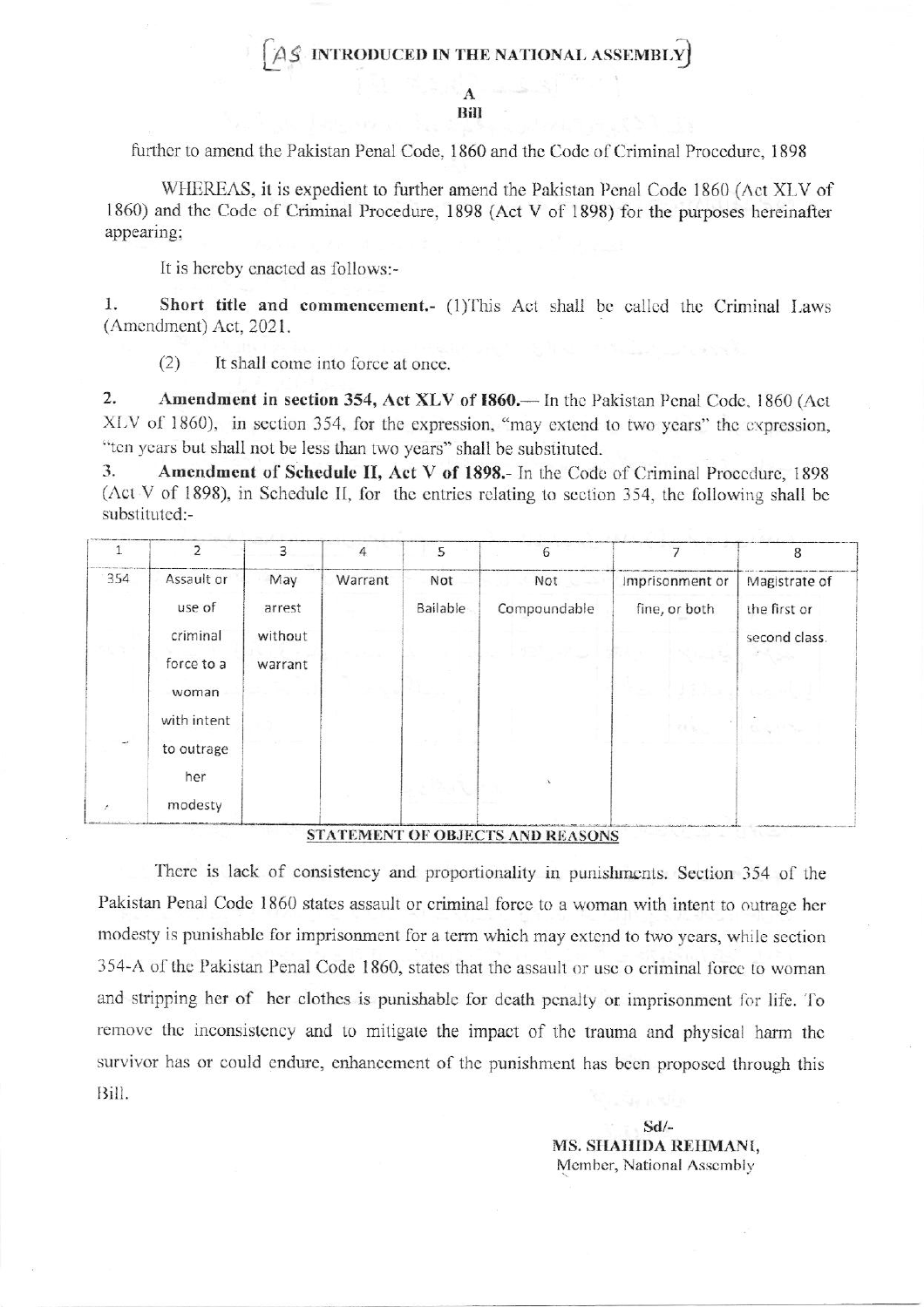# [AS INTRODUCED IN THE NATIONAL ASSEMBLY]

## A
## Bill

further to amend the Pakistan Penal Code, 1860 and the Code of Criminal Procedure, 1898

WHEREAS, it is expedient to further amend the Pakistan Penal Code 1860 (Act XLV of 1860) and the Code of Criminal Procedure, 1898 (Act V of 1898) for the purposes hereinafter appearing;

It is hereby enacted as follows:-

1. **Short title and commencement.-** (1)This Act shall be called the Criminal Laws (Amendment) Act, 2021.

   (2) It shall come into force at once.

2. **Amendment in section 354, Act XLV of 1860.—** In the Pakistan Penal Code, 1860 (Act XLV of 1860), in section 354, for the expression, "may extend to two years" the expression, "ten years but shall not be less than two years" shall be substituted.

3. **Amendment of Schedule II, Act V of 1898.-** In the Code of Criminal Procedure, 1898 (Act V of 1898), in Schedule II, for the entries relating to section 354, the following shall be substituted:-

| 1 | 2 | 3 | 4 | 5 | 6 | 7 | 8 |
|---|---|---|---|---|---|---|---|
| 354 | Assault or use of criminal force to a woman with intent to outrage her modesty | May arrest without warrant | Warrant | Not Bailable | Not Compoundable | Imprisonment or fine, or both | Magistrate of the first or second class. |

**STATEMENT OF OBJECTS AND REASONS**

There is lack of consistency and proportionality in punishments. Section 354 of the Pakistan Penal Code 1860 states assault or criminal force to a woman with intent to outrage her modesty is punishable for imprisonment for a term which may extend to two years, while section 354-A of the Pakistan Penal Code 1860, states that the assault or use o criminal force to woman and stripping her of her clothes is punishable for death penalty or imprisonment for life. To remove the inconsistency and to mitigate the impact of the trauma and physical harm the survivor has or could endure, enhancement of the punishment has been proposed through this Bill.

Sd/-
**MS. SHAHIDA REHMANI,**
Member, National Assembly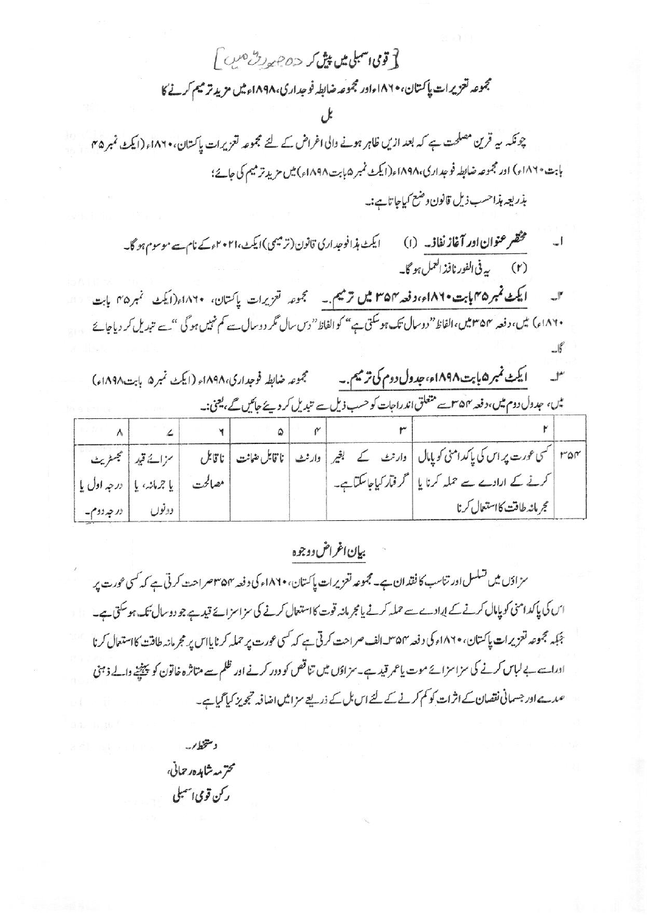[قومی اسمبلی میں پیش کردہ صورت میں]

# مجموعہ تعزیرات پاکستان، ۱۸۶۰ء اور مجموعہ ضابطہ فوجداری، ۱۸۹۸ء میں مزید ترمیم کرنے کا

## بل

چونکہ یہ قرین مصلحت ہے کہ بعد ازیں ظاہر ہونے والی اغراض کے لئے مجموعہ تعزیرات پاکستان، ۱۸۶۰ء (ایکٹ نمبر ۴۵ بابت ۱۸۶۰ء) اور مجموعہ ضابطہ فوجداری، ۱۸۹۸ء (ایکٹ نمبر ۵ بابت ۱۸۹۸ء) میں مزید ترمیم کی جائے؛

بذریعہ ہذا حسب ذیل قانون وضع کیا جاتا ہے:۔

۱۔ **مختصر عنوان اور آغاز نفاذ۔** (۱) ایکٹ ہذا فوجداری قانون (ترمیمی) ایکٹ، ۲۰۲۱ء کے نام سے موسوم ہوگا۔

(۲) یہ فی الفور نافذ العمل ہوگا۔

۲۔ **ایکٹ نمبر ۴۵ بابت ۱۸۶۰ء، دفعہ ۳۵۴ میں ترمیم۔** مجموعہ تعزیرات پاکستان، ۱۸۶۰ء (ایکٹ نمبر ۴۵ بابت ۱۸۶۰ء) میں، دفعہ ۳۵۴ میں، الفاظ "دو سال تک ہو سکتی ہے" کو الفاظ "دس سال مگر دو سال سے کم نہیں ہوگی" سے تبدیل کر دیا جائے گا۔

۳۔ **ایکٹ نمبر ۵ بابت ۱۸۹۸ء، جدول دوم کی ترمیم۔** مجموعہ ضابطہ فوجداری، ۱۸۹۸ء (ایکٹ نمبر ۵ بابت ۱۸۹۸ء) میں، جدول دوم میں، دفعہ ۳۵۴ سے متعلق اندراجات کو حسب ذیل سے تبدیل کر دیئے جائیں گے، یعنی:۔

| | ۲ | ۳ | ۴ | ۵ | ۶ | ۷ | ۸ |
|---|---|---|---|---|---|---|---|
| ۳۵۴ | کسی عورت پر اس کی پاکدامنی کو پامال کرنے کے ارادے سے حملہ کرنا یا مجرمانہ طاقت کا استعمال کرنا | وارنٹ کے بغیر گرفتار کیا جا سکتا ہے۔ | وارنٹ | ناقابل ضمانت | ناقابل مصالحت | سزائے قید یا جرمانہ، یا دونوں | مجسٹریٹ درجہ اول یا درجہ دوم۔ |

## بیان اغراض و وجوہ

سزاؤں میں تسلسل اور تناسب کا فقدان ہے۔ مجموعہ تعزیرات پاکستان، ۱۸۶۰ء کی دفعہ ۳۵۴ صراحت کرتی ہے کہ کسی عورت پر اس کی پاکدامنی کو پامال کرنے کے ارادے سے حملہ کرنے یا مجرمانہ قوت کا استعمال کرنے کی سزا سزائے قید ہے جو دو سال تک ہو سکتی ہے۔ جبکہ مجموعہ تعزیرات پاکستان، ۱۸۶۰ء کی دفعہ ۳۵۴-الف صراحت کرتی ہے کہ کسی عورت پر حملہ کرنا یا اس پر مجرمانہ طاقت کا استعمال کرنا اور اسے بے لباس کرنے کی سزا سزائے موت یا عمر قید ہے۔ سزاؤں میں تناقص کو دور کرنے اور ظلم سے متاثرہ خاتون کو پہنچنے والے ذہنی صدمے اور جسمانی نقصان کے اثرات کو کم کرنے کے لئے اس بل کے ذریعے سزا میں اضافہ تجویز کیا گیا ہے۔

دستخط/-

محترمہ شاہدہ رحمانی،

رکن قومی اسمبلی